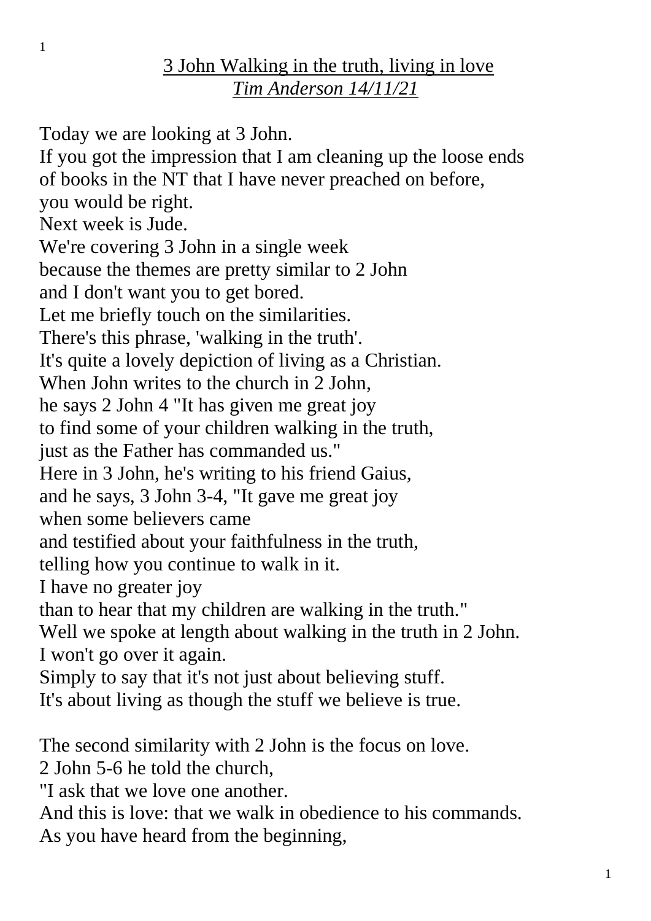# <u>3 John Walking in the truth, living in love</u>

*<u>Tim Anderson 14/11/21</u>*

Today we are looking at 3 John.
If you got the impression that I am cleaning up the loose ends
of books in the NT that I have never preached on before,
you would be right.
Next week is Jude.
We're covering 3 John in a single week
because the themes are pretty similar to 2 John
and I don't want you to get bored.
Let me briefly touch on the similarities.
There's this phrase, 'walking in the truth'.
It's quite a lovely depiction of living as a Christian.
When John writes to the church in 2 John,
he says 2 John 4 "It has given me great joy
to find some of your children walking in the truth,
just as the Father has commanded us."
Here in 3 John, he's writing to his friend Gaius,
and he says, 3 John 3-4, "It gave me great joy
when some believers came
and testified about your faithfulness in the truth,
telling how you continue to walk in it.
I have no greater joy
than to hear that my children are walking in the truth."
Well we spoke at length about walking in the truth in 2 John.
I won't go over it again.
Simply to say that it's not just about believing stuff.
It's about living as though the stuff we believe is true.

The second similarity with 2 John is the focus on love.
2 John 5-6 he told the church,
"I ask that we love one another.
And this is love: that we walk in obedience to his commands.
As you have heard from the beginning,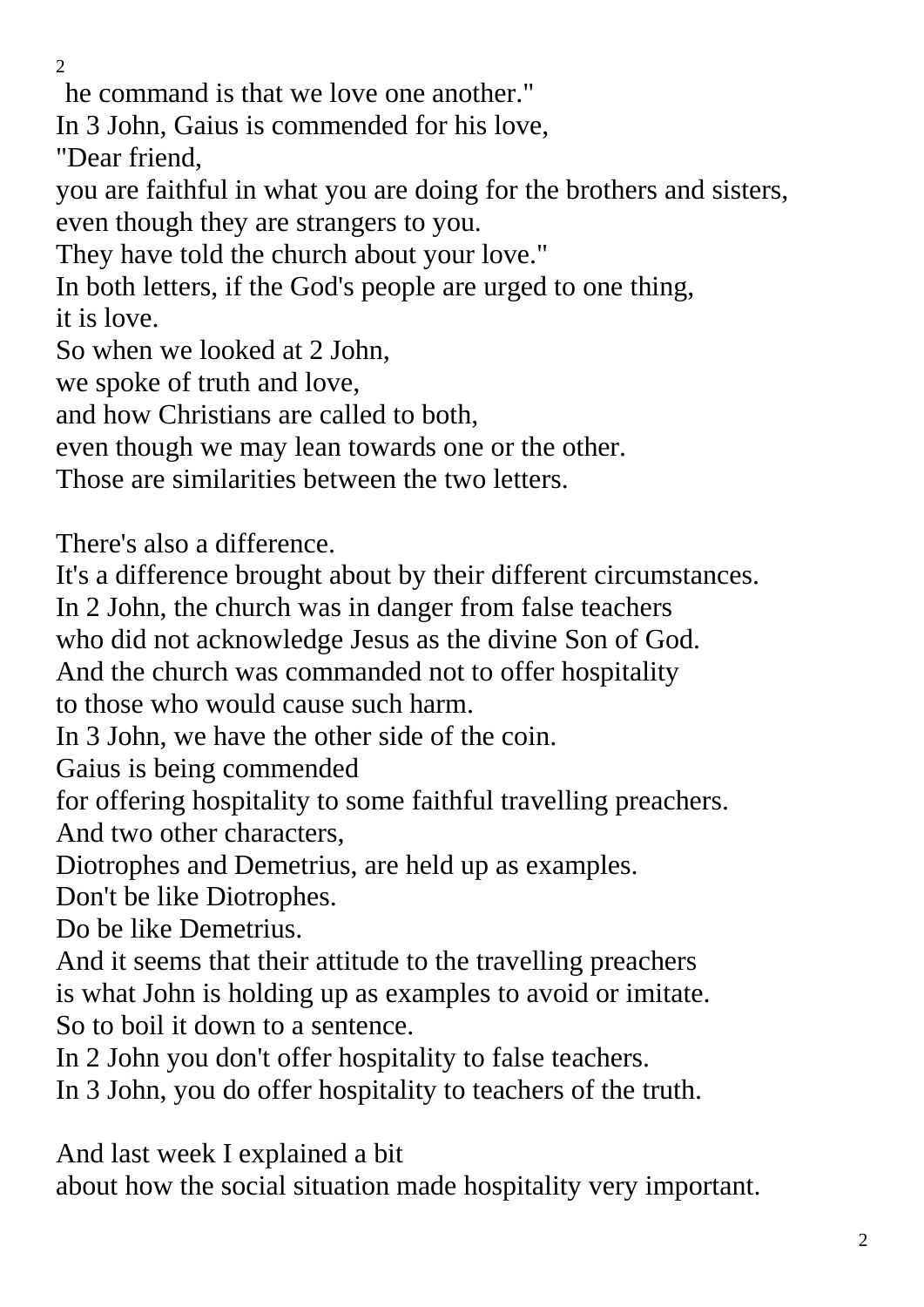he command is that we love one another."
In 3 John, Gaius is commended for his love,
"Dear friend,
you are faithful in what you are doing for the brothers and sisters,
even though they are strangers to you.
They have told the church about your love."
In both letters, if the God's people are urged to one thing,
it is love.
So when we looked at 2 John,
we spoke of truth and love,
and how Christians are called to both,
even though we may lean towards one or the other.
Those are similarities between the two letters.

There's also a difference.
It's a difference brought about by their different circumstances.
In 2 John, the church was in danger from false teachers
who did not acknowledge Jesus as the divine Son of God.
And the church was commanded not to offer hospitality
to those who would cause such harm.
In 3 John, we have the other side of the coin.
Gaius is being commended
for offering hospitality to some faithful travelling preachers.
And two other characters,
Diotrophes and Demetrius, are held up as examples.
Don't be like Diotrophes.
Do be like Demetrius.
And it seems that their attitude to the travelling preachers
is what John is holding up as examples to avoid or imitate.
So to boil it down to a sentence.
In 2 John you don't offer hospitality to false teachers.
In 3 John, you do offer hospitality to teachers of the truth.

And last week I explained a bit
about how the social situation made hospitality very important.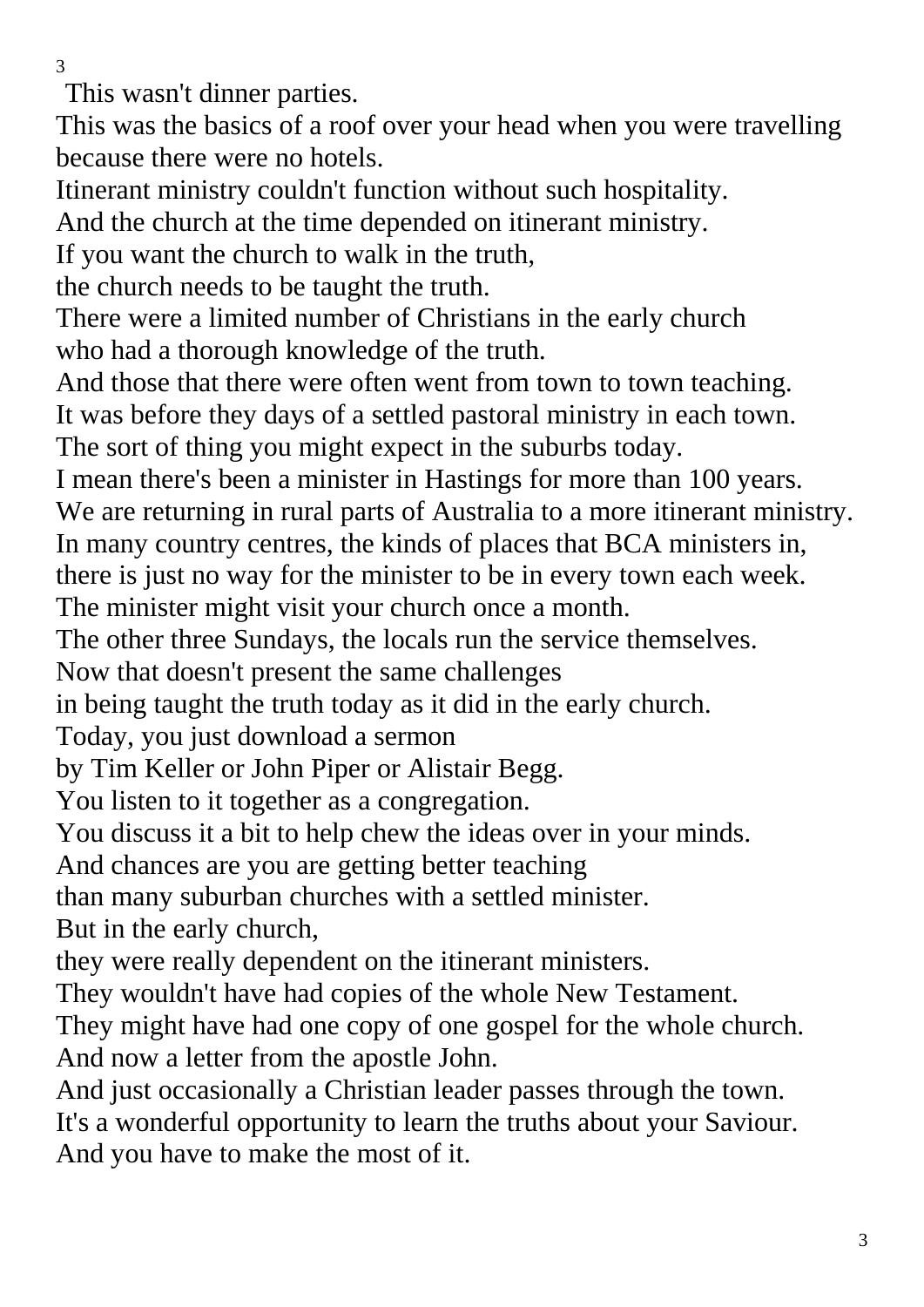This wasn't dinner parties.
This was the basics of a roof over your head when you were travelling because there were no hotels.
Itinerant ministry couldn't function without such hospitality.
And the church at the time depended on itinerant ministry.
If you want the church to walk in the truth,
the church needs to be taught the truth.
There were a limited number of Christians in the early church
who had a thorough knowledge of the truth.
And those that there were often went from town to town teaching.
It was before they days of a settled pastoral ministry in each town.
The sort of thing you might expect in the suburbs today.
I mean there's been a minister in Hastings for more than 100 years.
We are returning in rural parts of Australia to a more itinerant ministry.
In many country centres, the kinds of places that BCA ministers in,
there is just no way for the minister to be in every town each week.
The minister might visit your church once a month.
The other three Sundays, the locals run the service themselves.
Now that doesn't present the same challenges
in being taught the truth today as it did in the early church.
Today, you just download a sermon
by Tim Keller or John Piper or Alistair Begg.
You listen to it together as a congregation.
You discuss it a bit to help chew the ideas over in your minds.
And chances are you are getting better teaching
than many suburban churches with a settled minister.
But in the early church,
they were really dependent on the itinerant ministers.
They wouldn't have had copies of the whole New Testament.
They might have had one copy of one gospel for the whole church.
And now a letter from the apostle John.
And just occasionally a Christian leader passes through the town.
It's a wonderful opportunity to learn the truths about your Saviour.
And you have to make the most of it.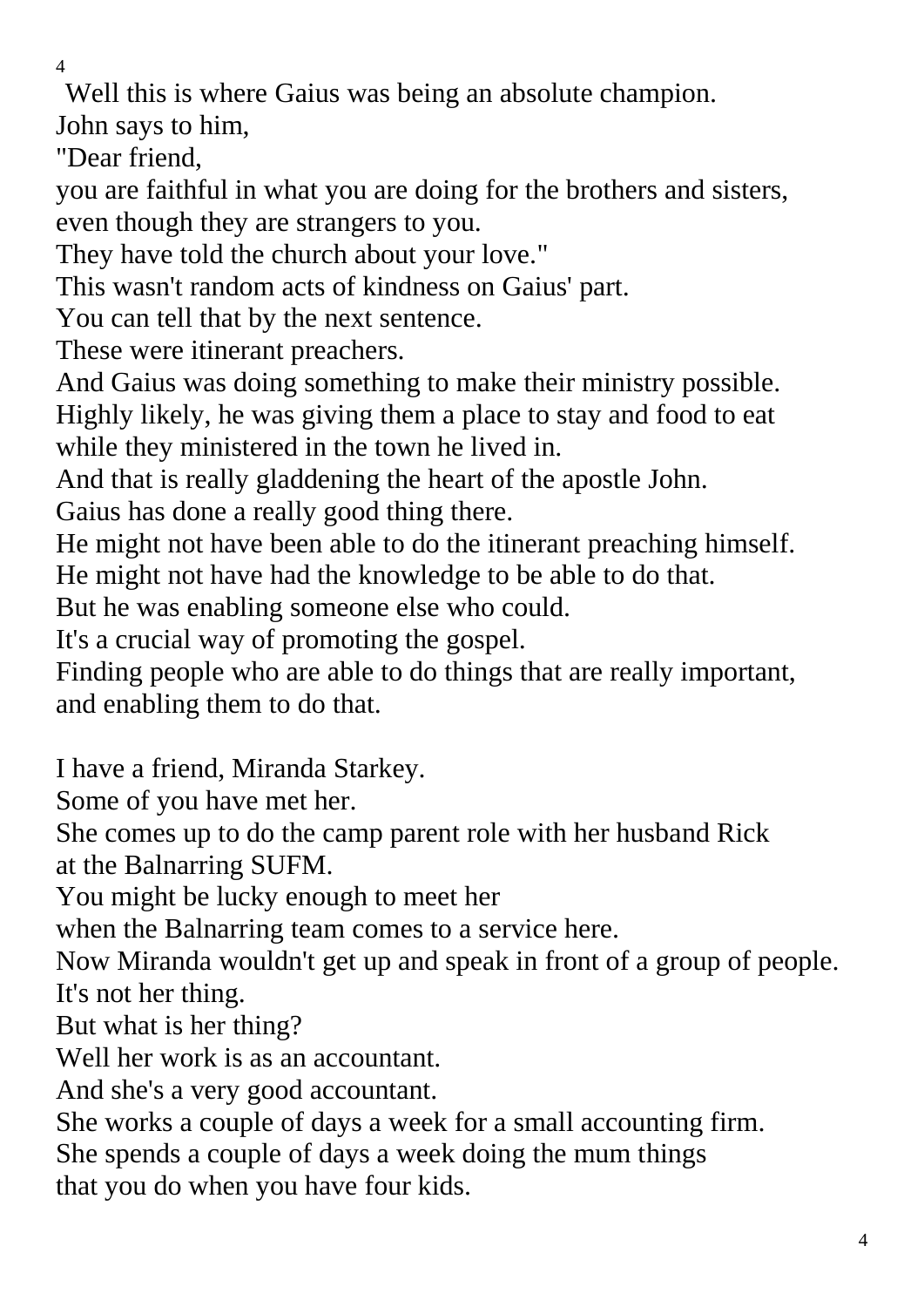Well this is where Gaius was being an absolute champion.
John says to him,
"Dear friend,
you are faithful in what you are doing for the brothers and sisters,
even though they are strangers to you.
They have told the church about your love."
This wasn't random acts of kindness on Gaius' part.
You can tell that by the next sentence.
These were itinerant preachers.
And Gaius was doing something to make their ministry possible.
Highly likely, he was giving them a place to stay and food to eat
while they ministered in the town he lived in.
And that is really gladdening the heart of the apostle John.
Gaius has done a really good thing there.
He might not have been able to do the itinerant preaching himself.
He might not have had the knowledge to be able to do that.
But he was enabling someone else who could.
It's a crucial way of promoting the gospel.
Finding people who are able to do things that are really important,
and enabling them to do that.

I have a friend, Miranda Starkey.
Some of you have met her.
She comes up to do the camp parent role with her husband Rick
at the Balnarring SUFM.
You might be lucky enough to meet her
when the Balnarring team comes to a service here.
Now Miranda wouldn't get up and speak in front of a group of people.
It's not her thing.
But what is her thing?
Well her work is as an accountant.
And she's a very good accountant.
She works a couple of days a week for a small accounting firm.
She spends a couple of days a week doing the mum things
that you do when you have four kids.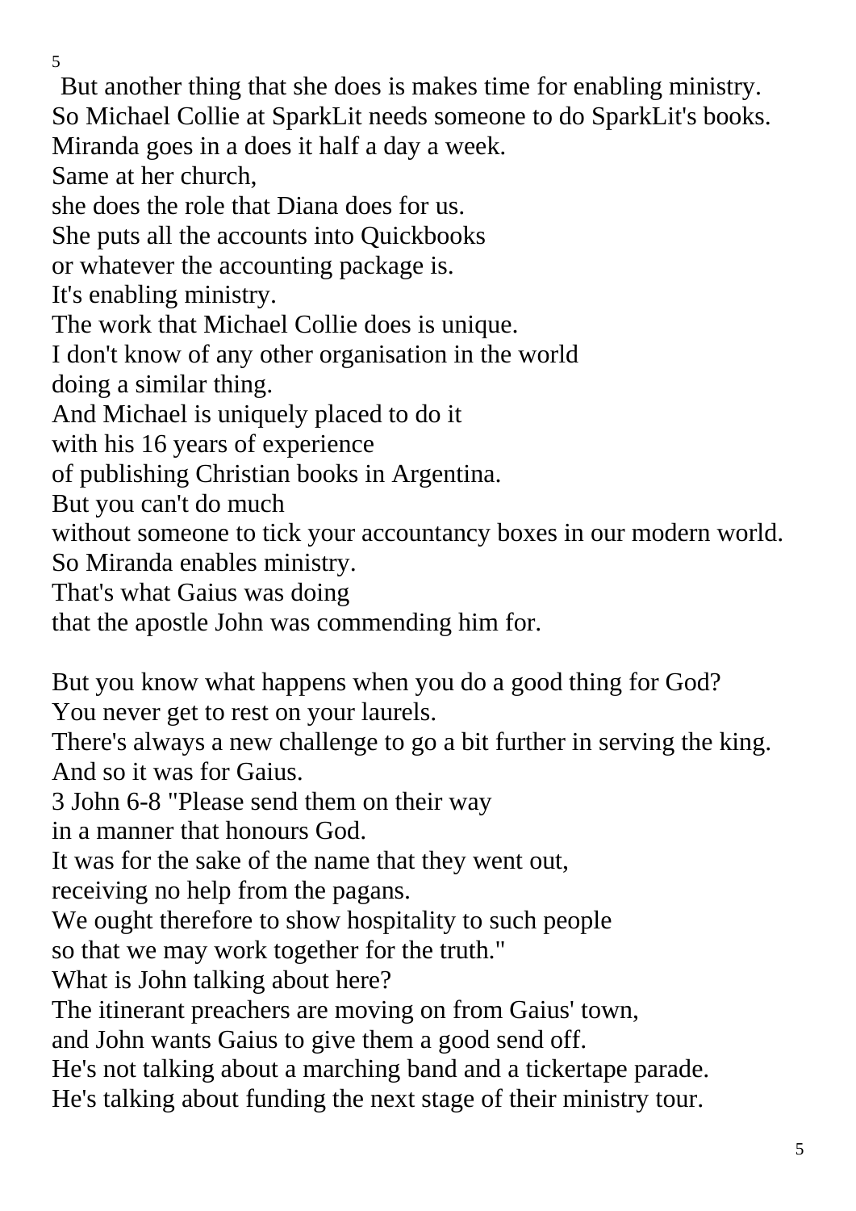But another thing that she does is makes time for enabling ministry.
So Michael Collie at SparkLit needs someone to do SparkLit's books.
Miranda goes in a does it half a day a week.
Same at her church,
she does the role that Diana does for us.
She puts all the accounts into Quickbooks
or whatever the accounting package is.
It's enabling ministry.
The work that Michael Collie does is unique.
I don't know of any other organisation in the world
doing a similar thing.
And Michael is uniquely placed to do it
with his 16 years of experience
of publishing Christian books in Argentina.
But you can't do much
without someone to tick your accountancy boxes in our modern world.
So Miranda enables ministry.
That's what Gaius was doing
that the apostle John was commending him for.

But you know what happens when you do a good thing for God?
You never get to rest on your laurels.
There's always a new challenge to go a bit further in serving the king.
And so it was for Gaius.
3 John 6-8 "Please send them on their way
in a manner that honours God.
It was for the sake of the name that they went out,
receiving no help from the pagans.
We ought therefore to show hospitality to such people
so that we may work together for the truth."
What is John talking about here?
The itinerant preachers are moving on from Gaius' town,
and John wants Gaius to give them a good send off.
He's not talking about a marching band and a tickertape parade.
He's talking about funding the next stage of their ministry tour.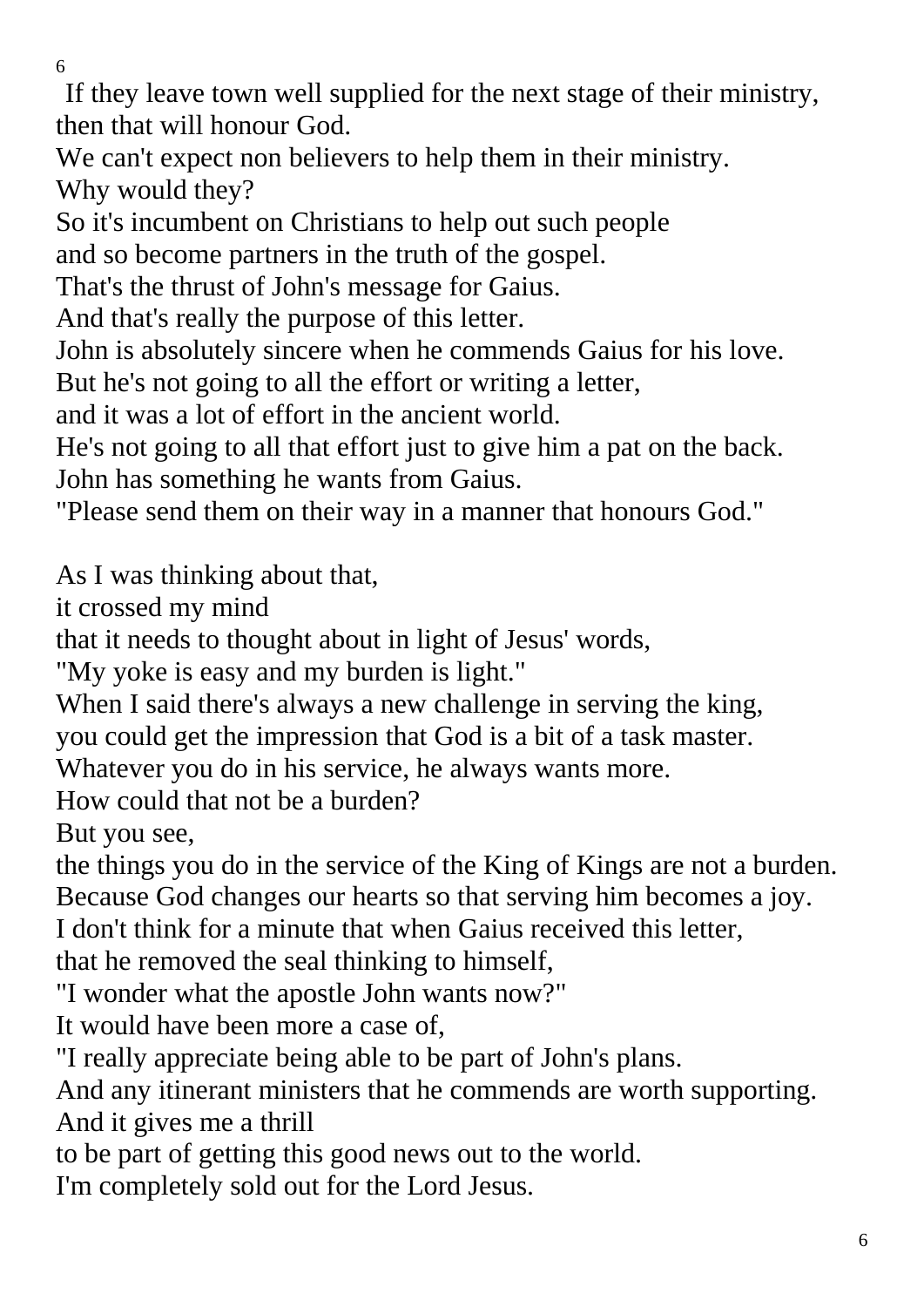If they leave town well supplied for the next stage of their ministry,
then that will honour God.
We can't expect non believers to help them in their ministry.
Why would they?
So it's incumbent on Christians to help out such people
and so become partners in the truth of the gospel.
That's the thrust of John's message for Gaius.
And that's really the purpose of this letter.
John is absolutely sincere when he commends Gaius for his love.
But he's not going to all the effort or writing a letter,
and it was a lot of effort in the ancient world.
He's not going to all that effort just to give him a pat on the back.
John has something he wants from Gaius.
"Please send them on their way in a manner that honours God."

As I was thinking about that,
it crossed my mind
that it needs to thought about in light of Jesus' words,
"My yoke is easy and my burden is light."
When I said there's always a new challenge in serving the king,
you could get the impression that God is a bit of a task master.
Whatever you do in his service, he always wants more.
How could that not be a burden?
But you see,
the things you do in the service of the King of Kings are not a burden.
Because God changes our hearts so that serving him becomes a joy.
I don't think for a minute that when Gaius received this letter,
that he removed the seal thinking to himself,
"I wonder what the apostle John wants now?"
It would have been more a case of,
"I really appreciate being able to be part of John's plans.
And any itinerant ministers that he commends are worth supporting.
And it gives me a thrill
to be part of getting this good news out to the world.
I'm completely sold out for the Lord Jesus.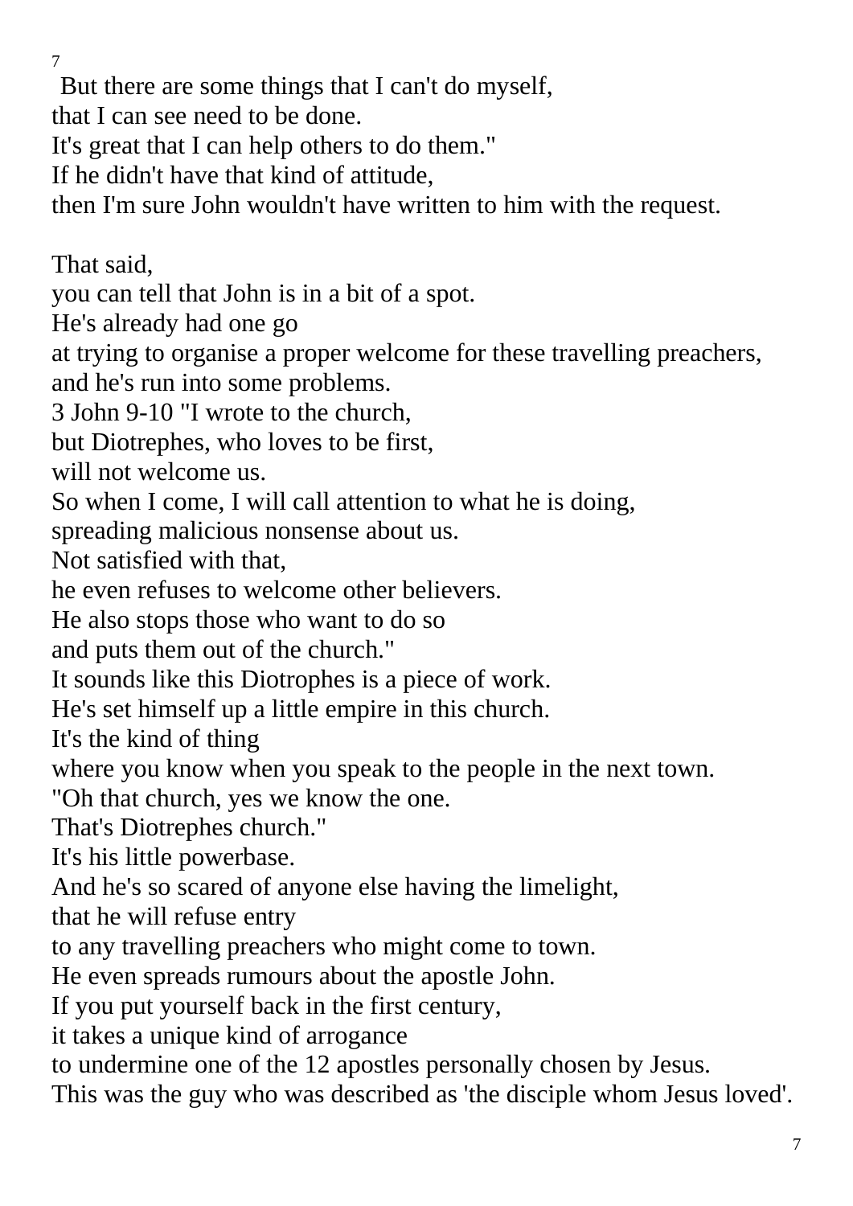But there are some things that I can't do myself,
that I can see need to be done.
It's great that I can help others to do them."
If he didn't have that kind of attitude,
then I'm sure John wouldn't have written to him with the request.

That said,
you can tell that John is in a bit of a spot.
He's already had one go
at trying to organise a proper welcome for these travelling preachers,
and he's run into some problems.
3 John 9-10 "I wrote to the church,
but Diotrephes, who loves to be first,
will not welcome us.
So when I come, I will call attention to what he is doing,
spreading malicious nonsense about us.
Not satisfied with that,
he even refuses to welcome other believers.
He also stops those who want to do so
and puts them out of the church."
It sounds like this Diotrophes is a piece of work.
He's set himself up a little empire in this church.
It's the kind of thing
where you know when you speak to the people in the next town.
"Oh that church, yes we know the one.
That's Diotrephes church."
It's his little powerbase.
And he's so scared of anyone else having the limelight,
that he will refuse entry
to any travelling preachers who might come to town.
He even spreads rumours about the apostle John.
If you put yourself back in the first century,
it takes a unique kind of arrogance
to undermine one of the 12 apostles personally chosen by Jesus.
This was the guy who was described as 'the disciple whom Jesus loved'.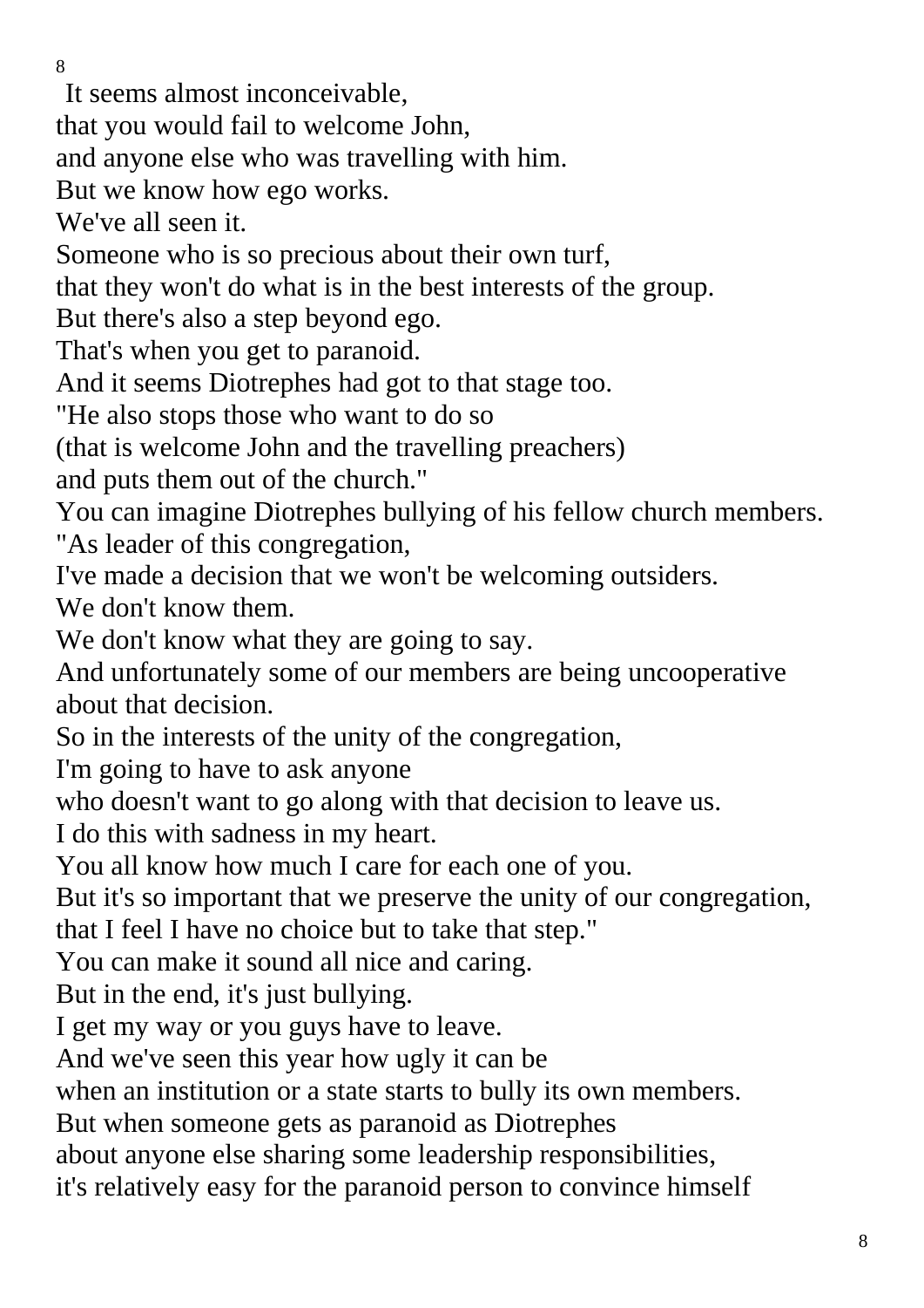It seems almost inconceivable,
that you would fail to welcome John,
and anyone else who was travelling with him.
But we know how ego works.
We've all seen it.
Someone who is so precious about their own turf,
that they won't do what is in the best interests of the group.
But there's also a step beyond ego.
That's when you get to paranoid.
And it seems Diotrephes had got to that stage too.
"He also stops those who want to do so
(that is welcome John and the travelling preachers)
and puts them out of the church."
You can imagine Diotrephes bullying of his fellow church members.
"As leader of this congregation,
I've made a decision that we won't be welcoming outsiders.
We don't know them.
We don't know what they are going to say.
And unfortunately some of our members are being uncooperative about that decision.
So in the interests of the unity of the congregation,
I'm going to have to ask anyone
who doesn't want to go along with that decision to leave us.
I do this with sadness in my heart.
You all know how much I care for each one of you.
But it's so important that we preserve the unity of our congregation,
that I feel I have no choice but to take that step."
You can make it sound all nice and caring.
But in the end, it's just bullying.
I get my way or you guys have to leave.
And we've seen this year how ugly it can be
when an institution or a state starts to bully its own members.
But when someone gets as paranoid as Diotrephes
about anyone else sharing some leadership responsibilities,
it's relatively easy for the paranoid person to convince himself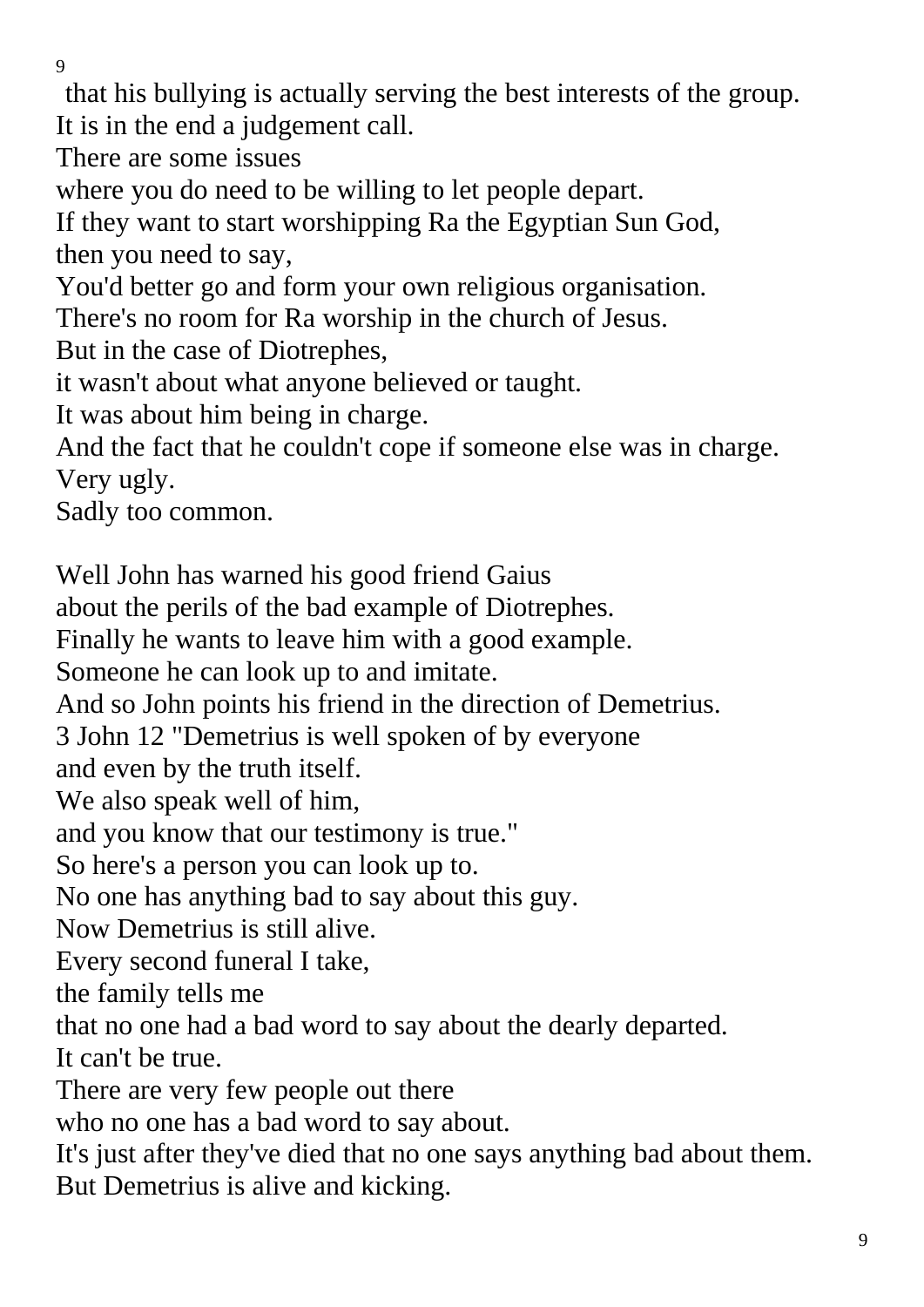that his bullying is actually serving the best interests of the group.
It is in the end a judgement call.
There are some issues
where you do need to be willing to let people depart.
If they want to start worshipping Ra the Egyptian Sun God,
then you need to say,
You'd better go and form your own religious organisation.
There's no room for Ra worship in the church of Jesus.
But in the case of Diotrephes,
it wasn't about what anyone believed or taught.
It was about him being in charge.
And the fact that he couldn't cope if someone else was in charge.
Very ugly.
Sadly too common.

Well John has warned his good friend Gaius
about the perils of the bad example of Diotrephes.
Finally he wants to leave him with a good example.
Someone he can look up to and imitate.
And so John points his friend in the direction of Demetrius.
3 John 12 "Demetrius is well spoken of by everyone
and even by the truth itself.
We also speak well of him,
and you know that our testimony is true."
So here's a person you can look up to.
No one has anything bad to say about this guy.
Now Demetrius is still alive.
Every second funeral I take,
the family tells me
that no one had a bad word to say about the dearly departed.
It can't be true.
There are very few people out there
who no one has a bad word to say about.
It's just after they've died that no one says anything bad about them.
But Demetrius is alive and kicking.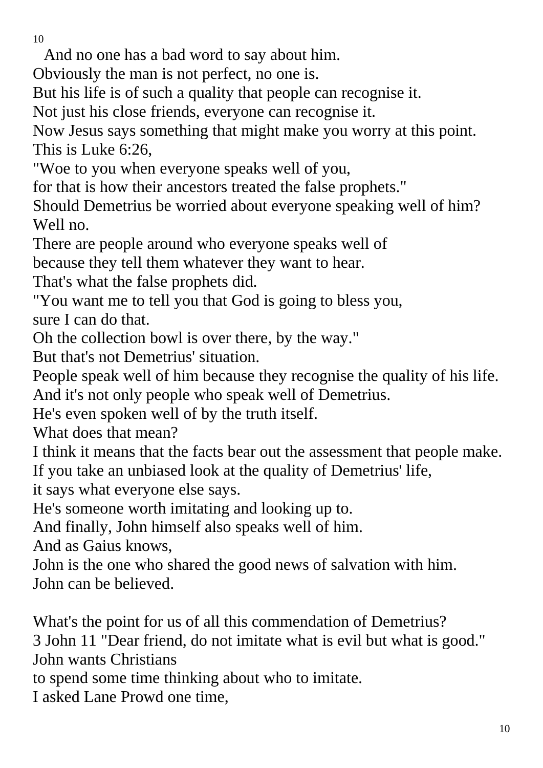And no one has a bad word to say about him.
Obviously the man is not perfect, no one is.
But his life is of such a quality that people can recognise it.
Not just his close friends, everyone can recognise it.
Now Jesus says something that might make you worry at this point.
This is Luke 6:26,
"Woe to you when everyone speaks well of you,
for that is how their ancestors treated the false prophets."
Should Demetrius be worried about everyone speaking well of him?
Well no.
There are people around who everyone speaks well of
because they tell them whatever they want to hear.
That's what the false prophets did.
"You want me to tell you that God is going to bless you,
sure I can do that.
Oh the collection bowl is over there, by the way."
But that's not Demetrius' situation.
People speak well of him because they recognise the quality of his life.
And it's not only people who speak well of Demetrius.
He's even spoken well of by the truth itself.
What does that mean?
I think it means that the facts bear out the assessment that people make.
If you take an unbiased look at the quality of Demetrius' life,
it says what everyone else says.
He's someone worth imitating and looking up to.
And finally, John himself also speaks well of him.
And as Gaius knows,
John is the one who shared the good news of salvation with him.
John can be believed.

What's the point for us of all this commendation of Demetrius?
3 John 11 "Dear friend, do not imitate what is evil but what is good."
John wants Christians
to spend some time thinking about who to imitate.
I asked Lane Prowd one time,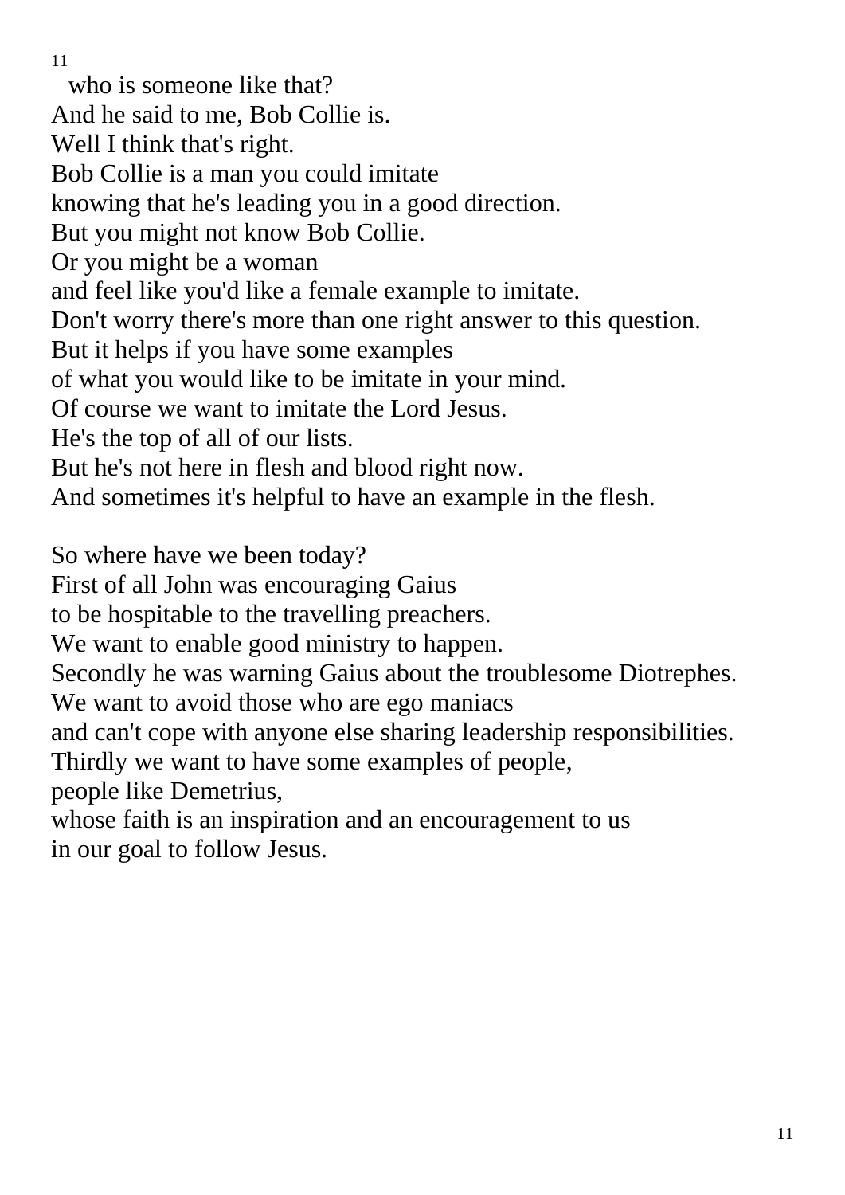who is someone like that?
And he said to me, Bob Collie is.
Well I think that's right.
Bob Collie is a man you could imitate
knowing that he's leading you in a good direction.
But you might not know Bob Collie.
Or you might be a woman
and feel like you'd like a female example to imitate.
Don't worry there's more than one right answer to this question.
But it helps if you have some examples
of what you would like to be imitate in your mind.
Of course we want to imitate the Lord Jesus.
He's the top of all of our lists.
But he's not here in flesh and blood right now.
And sometimes it's helpful to have an example in the flesh.

So where have we been today?
First of all John was encouraging Gaius
to be hospitable to the travelling preachers.
We want to enable good ministry to happen.
Secondly he was warning Gaius about the troublesome Diotrephes.
We want to avoid those who are ego maniacs
and can't cope with anyone else sharing leadership responsibilities.
Thirdly we want to have some examples of people,
people like Demetrius,
whose faith is an inspiration and an encouragement to us
in our goal to follow Jesus.